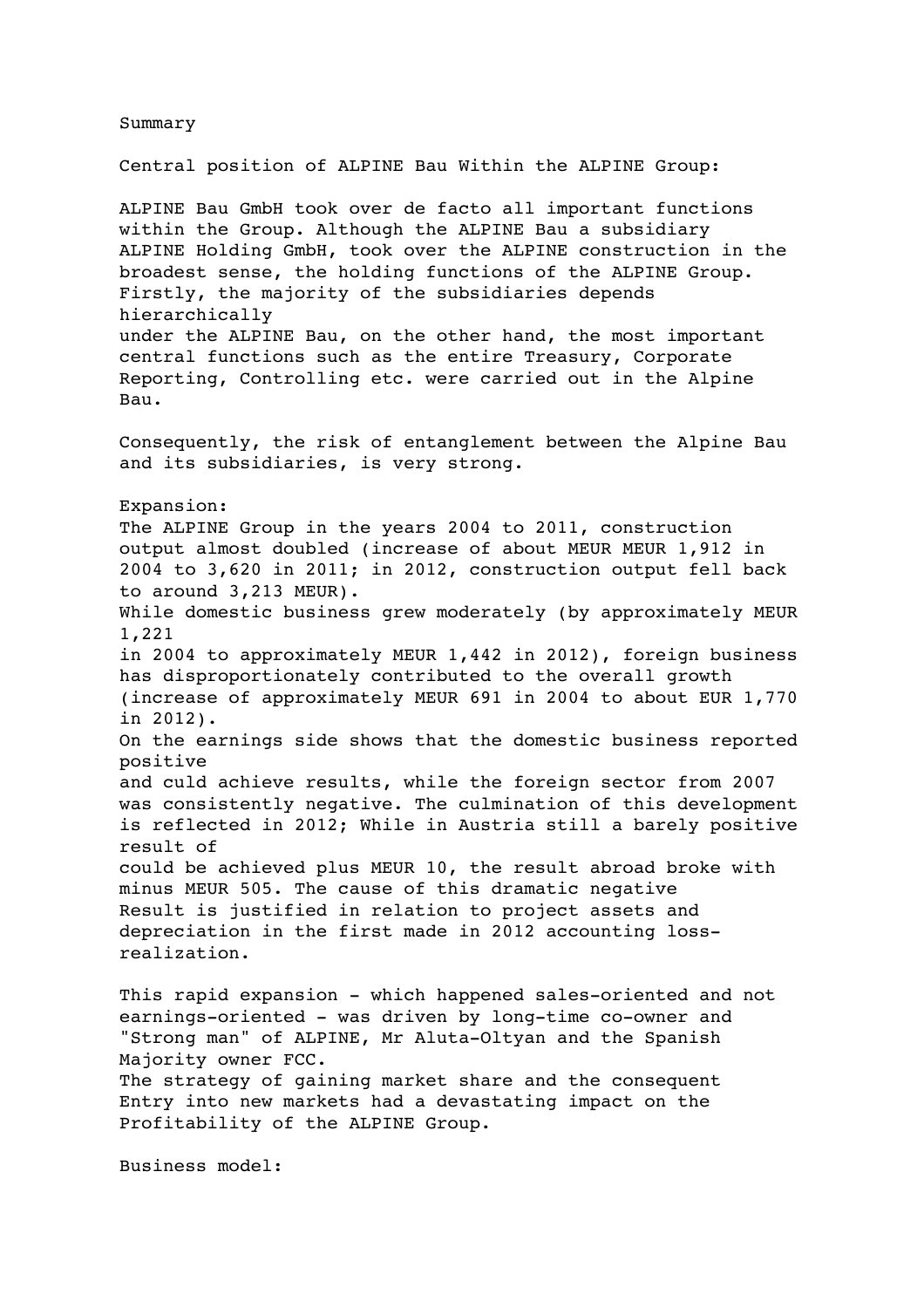Summary

Central position of ALPINE Bau Within the ALPINE Group:

ALPINE Bau GmbH took over de facto all important functions within the Group. Although the ALPINE Bau a subsidiary ALPINE Holding GmbH, took over the ALPINE construction in the broadest sense, the holding functions of the ALPINE Group. Firstly, the majority of the subsidiaries depends hierarchically under the ALPINE Bau, on the other hand, the most important central functions such as the entire Treasury, Corporate Reporting, Controlling etc. were carried out in the Alpine Bau.

Consequently, the risk of entanglement between the Alpine Bau and its subsidiaries, is very strong.

Expansion:
The ALPINE Group in the years 2004 to 2011, construction output almost doubled (increase of about MEUR MEUR 1,912 in 2004 to 3,620 in 2011; in 2012, construction output fell back to around 3,213 MEUR).
While domestic business grew moderately (by approximately MEUR 1,221 in 2004 to approximately MEUR 1,442 in 2012), foreign business has disproportionately contributed to the overall growth (increase of approximately MEUR 691 in 2004 to about EUR 1,770 in 2012).
On the earnings side shows that the domestic business reported positive and culd achieve results, while the foreign sector from 2007 was consistently negative. The culmination of this development is reflected in 2012; While in Austria still a barely positive result of could be achieved plus MEUR 10, the result abroad broke with minus MEUR 505. The cause of this dramatic negative Result is justified in relation to project assets and depreciation in the first made in 2012 accounting loss-realization.

This rapid expansion - which happened sales-oriented and not earnings-oriented - was driven by long-time co-owner and "Strong man" of ALPINE, Mr Aluta-Oltyan and the Spanish Majority owner FCC.
The strategy of gaining market share and the consequent Entry into new markets had a devastating impact on the Profitability of the ALPINE Group.

Business model: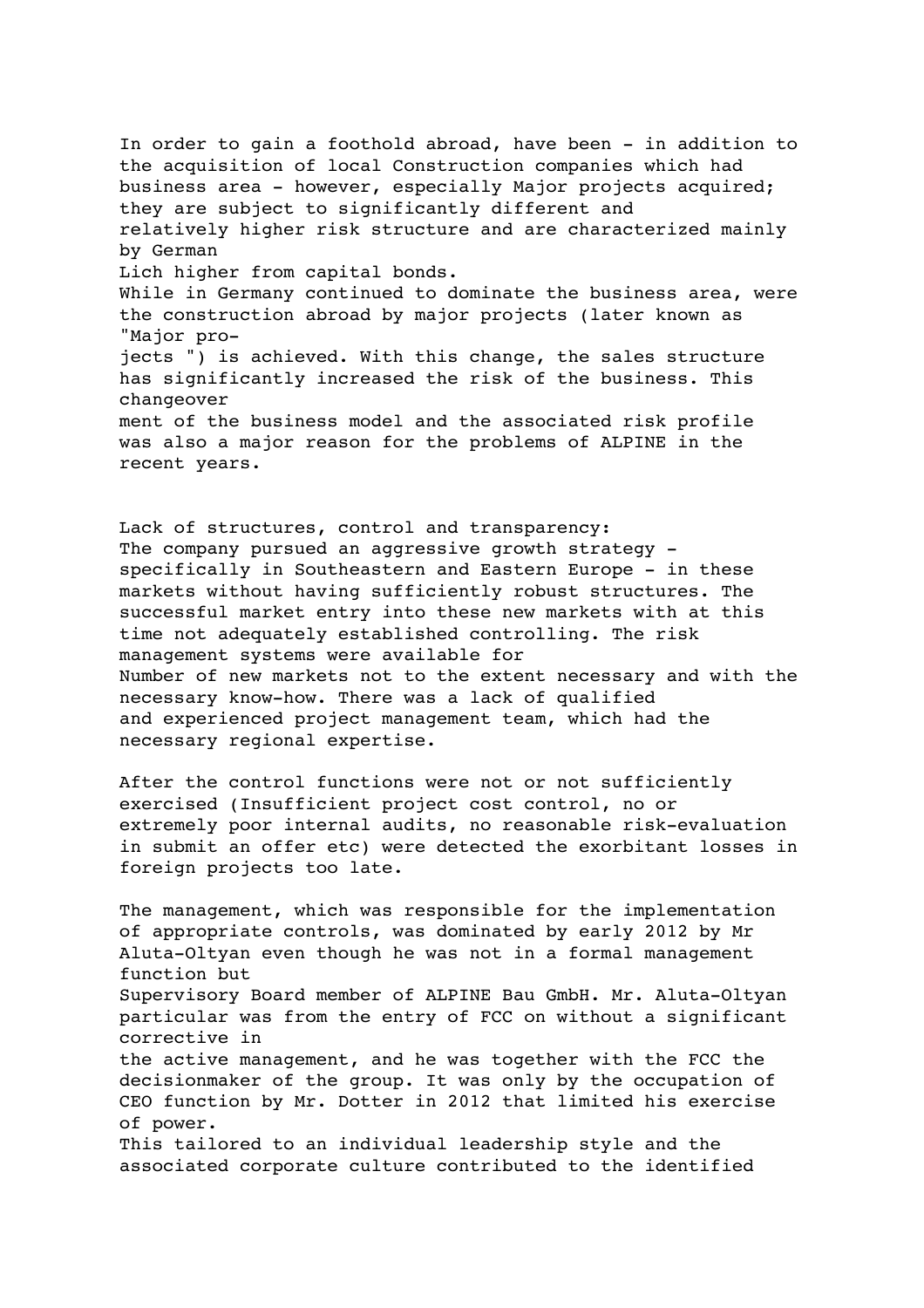In order to gain a foothold abroad, have been - in addition to the acquisition of local Construction companies which had business area - however, especially Major projects acquired; they are subject to significantly different and relatively higher risk structure and are characterized mainly by German
Lich higher from capital bonds.
While in Germany continued to dominate the business area, were the construction abroad by major projects (later known as "Major projects ") is achieved. With this change, the sales structure has significantly increased the risk of the business. This changeover
ment of the business model and the associated risk profile was also a major reason for the problems of ALPINE in the recent years.

Lack of structures, control and transparency:
The company pursued an aggressive growth strategy - specifically in Southeastern and Eastern Europe - in these markets without having sufficiently robust structures. The successful market entry into these new markets with at this time not adequately established controlling. The risk management systems were available for
Number of new markets not to the extent necessary and with the necessary know-how. There was a lack of qualified and experienced project management team, which had the necessary regional expertise.

After the control functions were not or not sufficiently exercised (Insufficient project cost control, no or extremely poor internal audits, no reasonable risk-evaluation in submit an offer etc) were detected the exorbitant losses in foreign projects too late.

The management, which was responsible for the implementation of appropriate controls, was dominated by early 2012 by Mr Aluta-Oltyan even though he was not in a formal management function but
Supervisory Board member of ALPINE Bau GmbH. Mr. Aluta-Oltyan particular was from the entry of FCC on without a significant corrective in
the active management, and he was together with the FCC the decisionmaker of the group. It was only by the occupation of CEO function by Mr. Dotter in 2012 that limited his exercise of power.
This tailored to an individual leadership style and the associated corporate culture contributed to the identified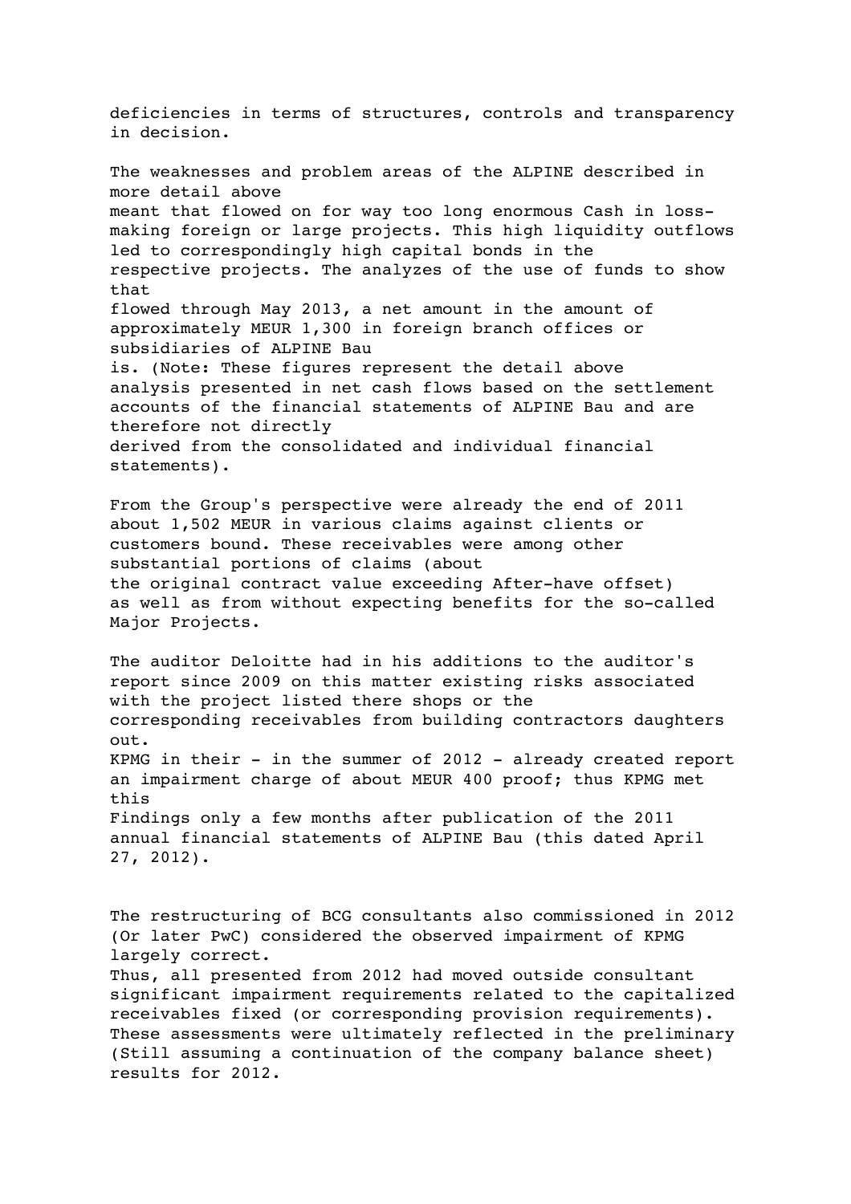deficiencies in terms of structures, controls and transparency in decision.

The weaknesses and problem areas of the ALPINE described in more detail above
meant that flowed on for way too long enormous Cash in loss-making foreign or large projects. This high liquidity outflows led to correspondingly high capital bonds in the respective projects. The analyzes of the use of funds to show that
flowed through May 2013, a net amount in the amount of approximately MEUR 1,300 in foreign branch offices or subsidiaries of ALPINE Bau
is. (Note: These figures represent the detail above analysis presented in net cash flows based on the settlement accounts of the financial statements of ALPINE Bau and are therefore not directly
derived from the consolidated and individual financial statements).

From the Group's perspective were already the end of 2011 about 1,502 MEUR in various claims against clients or customers bound. These receivables were among other substantial portions of claims (about
the original contract value exceeding After-have offset) as well as from without expecting benefits for the so-called Major Projects.

The auditor Deloitte had in his additions to the auditor's report since 2009 on this matter existing risks associated with the project listed there shops or the
corresponding receivables from building contractors daughters out.
KPMG in their - in the summer of 2012 - already created report an impairment charge of about MEUR 400 proof; thus KPMG met this
Findings only a few months after publication of the 2011 annual financial statements of ALPINE Bau (this dated April 27, 2012).

The restructuring of BCG consultants also commissioned in 2012 (Or later PwC) considered the observed impairment of KPMG largely correct.
Thus, all presented from 2012 had moved outside consultant significant impairment requirements related to the capitalized receivables fixed (or corresponding provision requirements). These assessments were ultimately reflected in the preliminary (Still assuming a continuation of the company balance sheet) results for 2012.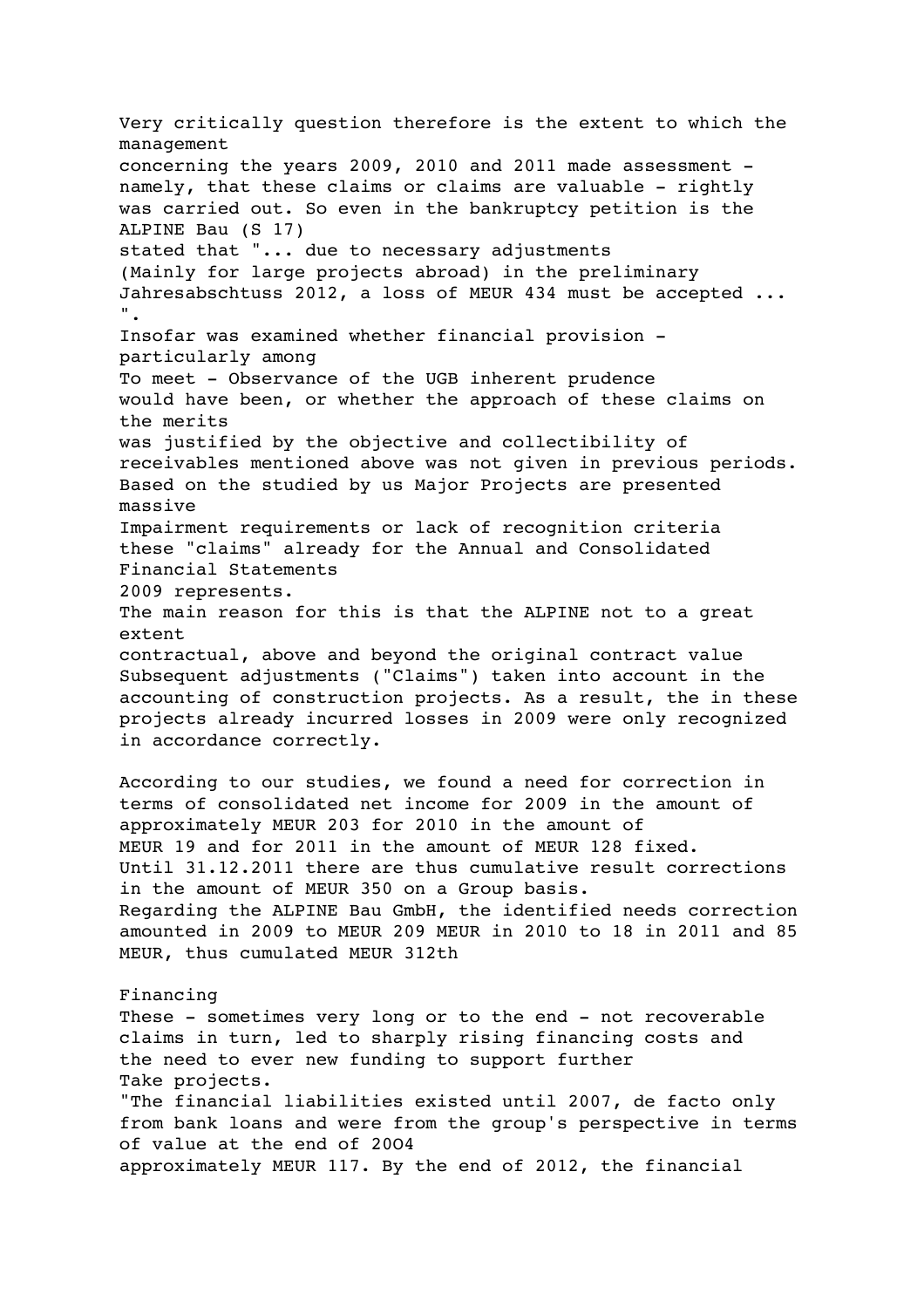Very critically question therefore is the extent to which the management concerning the years 2009, 2010 and 2011 made assessment - namely, that these claims or claims are valuable - rightly was carried out. So even in the bankruptcy petition is the ALPINE Bau (S 17) stated that "... due to necessary adjustments (Mainly for large projects abroad) in the preliminary Jahresabschtuss 2012, a loss of MEUR 434 must be accepted ... ".

Insofar was examined whether financial provision - particularly among To meet - Observance of the UGB inherent prudence would have been, or whether the approach of these claims on the merits was justified by the objective and collectibility of receivables mentioned above was not given in previous periods.

Based on the studied by us Major Projects are presented massive Impairment requirements or lack of recognition criteria these "claims" already for the Annual and Consolidated Financial Statements 2009 represents.

The main reason for this is that the ALPINE not to a great extent contractual, above and beyond the original contract value Subsequent adjustments ("Claims") taken into account in the accounting of construction projects. As a result, the in these projects already incurred losses in 2009 were only recognized in accordance correctly.

According to our studies, we found a need for correction in terms of consolidated net income for 2009 in the amount of approximately MEUR 203 for 2010 in the amount of MEUR 19 and for 2011 in the amount of MEUR 128 fixed. Until 31.12.2011 there are thus cumulative result corrections in the amount of MEUR 350 on a Group basis. Regarding the ALPINE Bau GmbH, the identified needs correction amounted in 2009 to MEUR 209 MEUR in 2010 to 18 in 2011 and 85 MEUR, thus cumulated MEUR 312th

Financing

These - sometimes very long or to the end - not recoverable claims in turn, led to sharply rising financing costs and the need to ever new funding to support further Take projects.

"The financial liabilities existed until 2007, de facto only from bank loans and were from the group's perspective in terms of value at the end of 20O4 approximately MEUR 117. By the end of 2012, the financial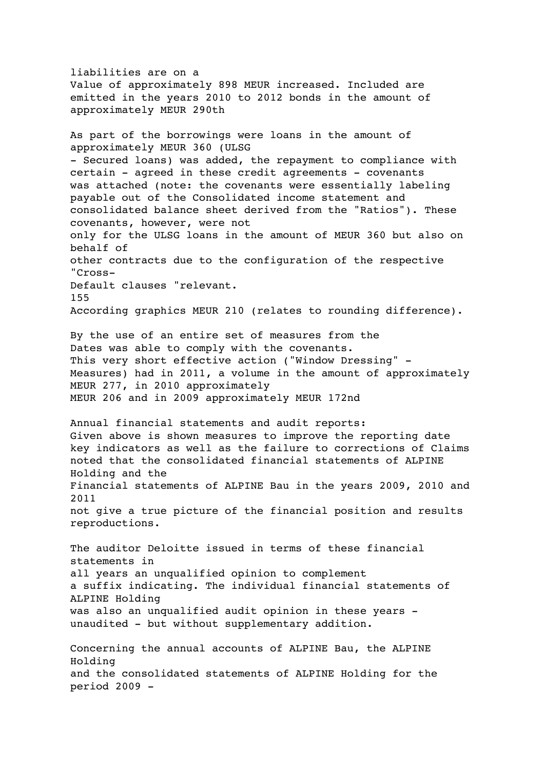liabilities are on a
Value of approximately 898 MEUR increased. Included are emitted in the years 2010 to 2012 bonds in the amount of approximately MEUR 290th

As part of the borrowings were loans in the amount of approximately MEUR 360 (ULSG - Secured loans) was added, the repayment to compliance with certain - agreed in these credit agreements - covenants was attached (note: the covenants were essentially labeling payable out of the Consolidated income statement and consolidated balance sheet derived from the "Ratios"). These covenants, however, were not only for the ULSG loans in the amount of MEUR 360 but also on behalf of other contracts due to the configuration of the respective "Cross-Default clauses "relevant.
155
According graphics MEUR 210 (relates to rounding difference).

By the use of an entire set of measures from the Dates was able to comply with the covenants.
This very short effective action ("Window Dressing" - Measures) had in 2011, a volume in the amount of approximately MEUR 277, in 2010 approximately MEUR 206 and in 2009 approximately MEUR 172nd

Annual financial statements and audit reports:
Given above is shown measures to improve the reporting date key indicators as well as the failure to corrections of Claims noted that the consolidated financial statements of ALPINE Holding and the Financial statements of ALPINE Bau in the years 2009, 2010 and 2011 not give a true picture of the financial position and results reproductions.

The auditor Deloitte issued in terms of these financial statements in all years an unqualified opinion to complement a suffix indicating. The individual financial statements of ALPINE Holding was also an unqualified audit opinion in these years - unaudited - but without supplementary addition.

Concerning the annual accounts of ALPINE Bau, the ALPINE Holding and the consolidated statements of ALPINE Holding for the period 2009 -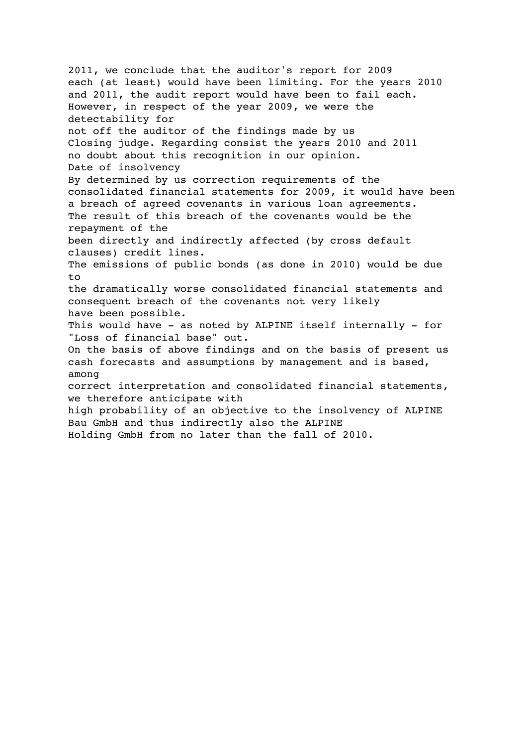2011, we conclude that the auditor's report for 2009 each (at least) would have been limiting. For the years 2010 and 2011, the audit report would have been to fail each. However, in respect of the year 2009, we were the detectability for not off the auditor of the findings made by us Closing judge. Regarding consist the years 2010 and 2011 no doubt about this recognition in our opinion.

## Date of insolvency

By determined by us correction requirements of the consolidated financial statements for 2009, it would have been a breach of agreed covenants in various loan agreements. The result of this breach of the covenants would be the repayment of the been directly and indirectly affected (by cross default clauses) credit lines.

The emissions of public bonds (as done in 2010) would be due to the dramatically worse consolidated financial statements and consequent breach of the covenants not very likely have been possible.

This would have - as noted by ALPINE itself internally - for "Loss of financial base" out.

On the basis of above findings and on the basis of present us cash forecasts and assumptions by management and is based, among correct interpretation and consolidated financial statements, we therefore anticipate with high probability of an objective to the insolvency of ALPINE Bau GmbH and thus indirectly also the ALPINE Holding GmbH from no later than the fall of 2010.